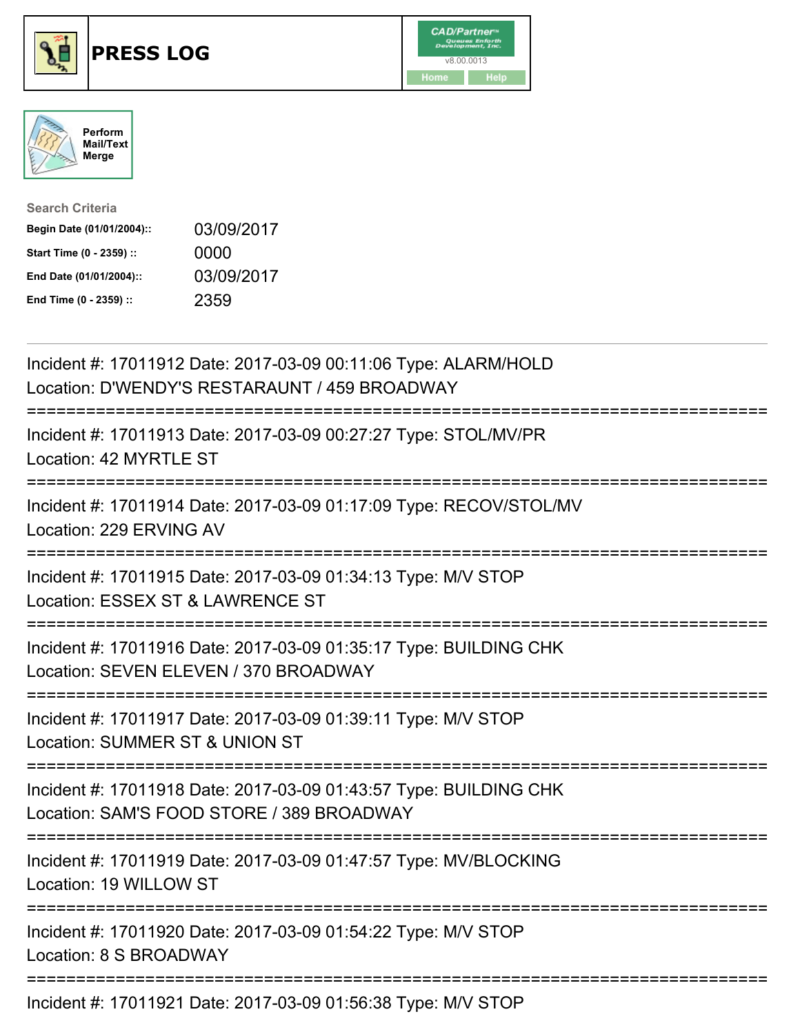# PRESS LOG

CAD/Partner v8.00.0013

Home | Help

Perform Mail/Text Merge

**Search Criteria**

| | |
|---|---|
| **Begin Date (01/01/2004)::** | 03/09/2017 |
| **Start Time (0 - 2359) ::** | 0000 |
| **End Date (01/01/2004)::** | 03/09/2017 |
| **End Time (0 - 2359) ::** | 2359 |

---

Incident #: 17011912 Date: 2017-03-09 00:11:06 Type: ALARM/HOLD
Location: D'WENDY'S RESTARAUNT / 459 BROADWAY

===========================================================================

Incident #: 17011913 Date: 2017-03-09 00:27:27 Type: STOL/MV/PR
Location: 42 MYRTLE ST

===========================================================================

Incident #: 17011914 Date: 2017-03-09 01:17:09 Type: RECOV/STOL/MV
Location: 229 ERVING AV

===========================================================================

Incident #: 17011915 Date: 2017-03-09 01:34:13 Type: M/V STOP
Location: ESSEX ST & LAWRENCE ST

===========================================================================

Incident #: 17011916 Date: 2017-03-09 01:35:17 Type: BUILDING CHK
Location: SEVEN ELEVEN / 370 BROADWAY

===========================================================================

Incident #: 17011917 Date: 2017-03-09 01:39:11 Type: M/V STOP
Location: SUMMER ST & UNION ST

===========================================================================

Incident #: 17011918 Date: 2017-03-09 01:43:57 Type: BUILDING CHK
Location: SAM'S FOOD STORE / 389 BROADWAY

===========================================================================

Incident #: 17011919 Date: 2017-03-09 01:47:57 Type: MV/BLOCKING
Location: 19 WILLOW ST

===========================================================================

Incident #: 17011920 Date: 2017-03-09 01:54:22 Type: M/V STOP
Location: 8 S BROADWAY

===========================================================================

Incident #: 17011921 Date: 2017-03-09 01:56:38 Type: M/V STOP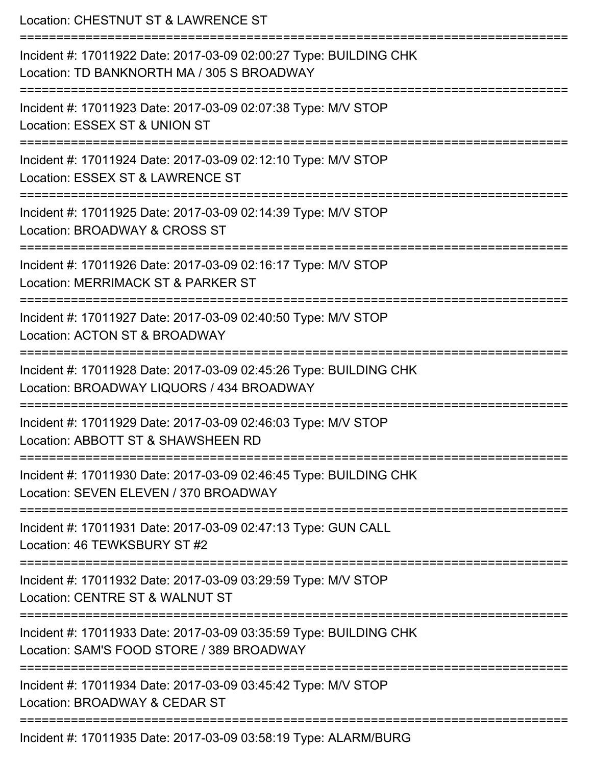Location: CHESTNUT ST & LAWRENCE ST

===========================================================================

Incident #: 17011922 Date: 2017-03-09 02:00:27 Type: BUILDING CHK
Location: TD BANKNORTH MA / 305 S BROADWAY

===========================================================================

Incident #: 17011923 Date: 2017-03-09 02:07:38 Type: M/V STOP
Location: ESSEX ST & UNION ST

===========================================================================

Incident #: 17011924 Date: 2017-03-09 02:12:10 Type: M/V STOP
Location: ESSEX ST & LAWRENCE ST

===========================================================================

Incident #: 17011925 Date: 2017-03-09 02:14:39 Type: M/V STOP
Location: BROADWAY & CROSS ST

===========================================================================

Incident #: 17011926 Date: 2017-03-09 02:16:17 Type: M/V STOP
Location: MERRIMACK ST & PARKER ST

===========================================================================

Incident #: 17011927 Date: 2017-03-09 02:40:50 Type: M/V STOP
Location: ACTON ST & BROADWAY

===========================================================================

Incident #: 17011928 Date: 2017-03-09 02:45:26 Type: BUILDING CHK
Location: BROADWAY LIQUORS / 434 BROADWAY

===========================================================================

Incident #: 17011929 Date: 2017-03-09 02:46:03 Type: M/V STOP
Location: ABBOTT ST & SHAWSHEEN RD

===========================================================================

Incident #: 17011930 Date: 2017-03-09 02:46:45 Type: BUILDING CHK
Location: SEVEN ELEVEN / 370 BROADWAY

===========================================================================

Incident #: 17011931 Date: 2017-03-09 02:47:13 Type: GUN CALL
Location: 46 TEWKSBURY ST #2

===========================================================================

Incident #: 17011932 Date: 2017-03-09 03:29:59 Type: M/V STOP
Location: CENTRE ST & WALNUT ST

===========================================================================

Incident #: 17011933 Date: 2017-03-09 03:35:59 Type: BUILDING CHK
Location: SAM'S FOOD STORE / 389 BROADWAY

===========================================================================

Incident #: 17011934 Date: 2017-03-09 03:45:42 Type: M/V STOP
Location: BROADWAY & CEDAR ST

===========================================================================

Incident #: 17011935 Date: 2017-03-09 03:58:19 Type: ALARM/BURG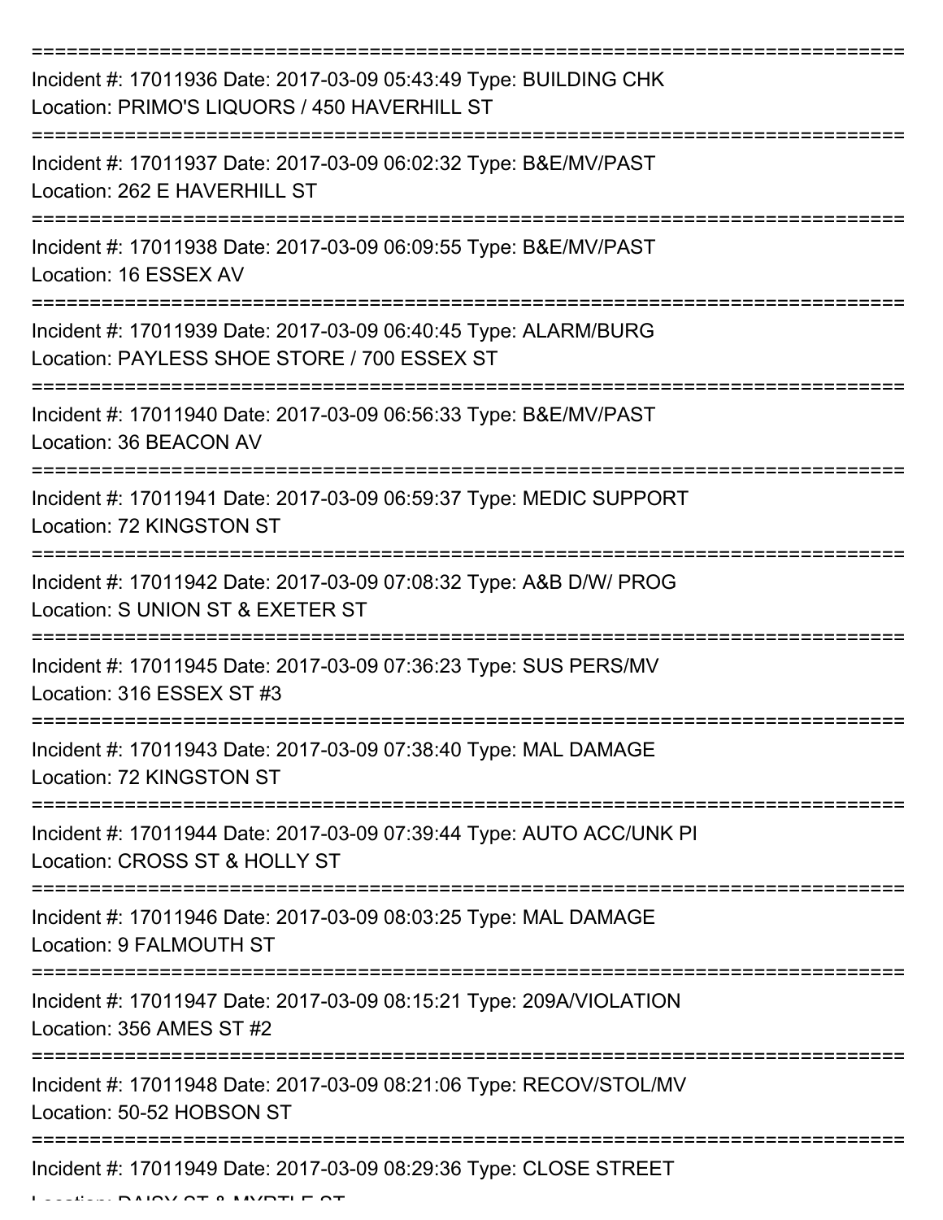===========================================================================

Incident #: 17011936 Date: 2017-03-09 05:43:49 Type: BUILDING CHK
Location: PRIMO'S LIQUORS / 450 HAVERHILL ST

===========================================================================

Incident #: 17011937 Date: 2017-03-09 06:02:32 Type: B&E/MV/PAST
Location: 262 E HAVERHILL ST

===========================================================================

Incident #: 17011938 Date: 2017-03-09 06:09:55 Type: B&E/MV/PAST
Location: 16 ESSEX AV

===========================================================================

Incident #: 17011939 Date: 2017-03-09 06:40:45 Type: ALARM/BURG
Location: PAYLESS SHOE STORE / 700 ESSEX ST

===========================================================================

Incident #: 17011940 Date: 2017-03-09 06:56:33 Type: B&E/MV/PAST
Location: 36 BEACON AV

===========================================================================

Incident #: 17011941 Date: 2017-03-09 06:59:37 Type: MEDIC SUPPORT
Location: 72 KINGSTON ST

===========================================================================

Incident #: 17011942 Date: 2017-03-09 07:08:32 Type: A&B D/W/ PROG
Location: S UNION ST & EXETER ST

===========================================================================

Incident #: 17011945 Date: 2017-03-09 07:36:23 Type: SUS PERS/MV
Location: 316 ESSEX ST #3

===========================================================================

Incident #: 17011943 Date: 2017-03-09 07:38:40 Type: MAL DAMAGE
Location: 72 KINGSTON ST

===========================================================================

Incident #: 17011944 Date: 2017-03-09 07:39:44 Type: AUTO ACC/UNK PI
Location: CROSS ST & HOLLY ST

===========================================================================

Incident #: 17011946 Date: 2017-03-09 08:03:25 Type: MAL DAMAGE
Location: 9 FALMOUTH ST

===========================================================================

Incident #: 17011947 Date: 2017-03-09 08:15:21 Type: 209A/VIOLATION
Location: 356 AMES ST #2

===========================================================================

Incident #: 17011948 Date: 2017-03-09 08:21:06 Type: RECOV/STOL/MV
Location: 50-52 HOBSON ST

===========================================================================

Incident #: 17011949 Date: 2017-03-09 08:29:36 Type: CLOSE STREET
Location: DAISY ST & MYRTLE ST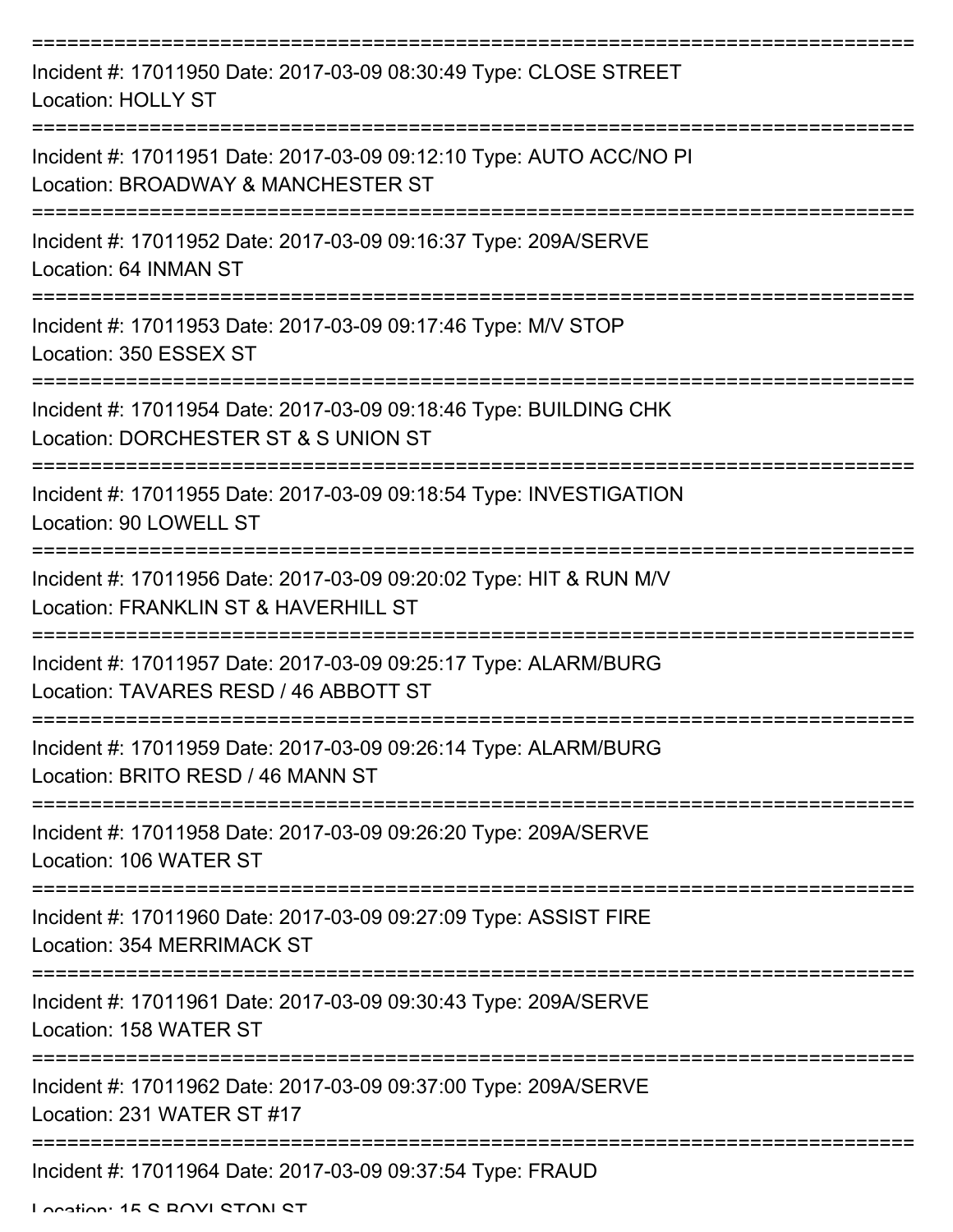===========================================================================

Incident #: 17011950 Date: 2017-03-09 08:30:49 Type: CLOSE STREET

Location: HOLLY ST

===========================================================================

Incident #: 17011951 Date: 2017-03-09 09:12:10 Type: AUTO ACC/NO PI

Location: BROADWAY & MANCHESTER ST

===========================================================================

Incident #: 17011952 Date: 2017-03-09 09:16:37 Type: 209A/SERVE

Location: 64 INMAN ST

===========================================================================

Incident #: 17011953 Date: 2017-03-09 09:17:46 Type: M/V STOP

Location: 350 ESSEX ST

===========================================================================

Incident #: 17011954 Date: 2017-03-09 09:18:46 Type: BUILDING CHK

Location: DORCHESTER ST & S UNION ST

===========================================================================

Incident #: 17011955 Date: 2017-03-09 09:18:54 Type: INVESTIGATION

Location: 90 LOWELL ST

===========================================================================

Incident #: 17011956 Date: 2017-03-09 09:20:02 Type: HIT & RUN M/V

Location: FRANKLIN ST & HAVERHILL ST

===========================================================================

Incident #: 17011957 Date: 2017-03-09 09:25:17 Type: ALARM/BURG

Location: TAVARES RESD / 46 ABBOTT ST

===========================================================================

Incident #: 17011959 Date: 2017-03-09 09:26:14 Type: ALARM/BURG

Location: BRITO RESD / 46 MANN ST

===========================================================================

Incident #: 17011958 Date: 2017-03-09 09:26:20 Type: 209A/SERVE

Location: 106 WATER ST

===========================================================================

Incident #: 17011960 Date: 2017-03-09 09:27:09 Type: ASSIST FIRE

Location: 354 MERRIMACK ST

===========================================================================

Incident #: 17011961 Date: 2017-03-09 09:30:43 Type: 209A/SERVE

Location: 158 WATER ST

===========================================================================

Incident #: 17011962 Date: 2017-03-09 09:37:00 Type: 209A/SERVE

Location: 231 WATER ST #17

===========================================================================

Incident #: 17011964 Date: 2017-03-09 09:37:54 Type: FRAUD

Location: 15 S BOYLSTON ST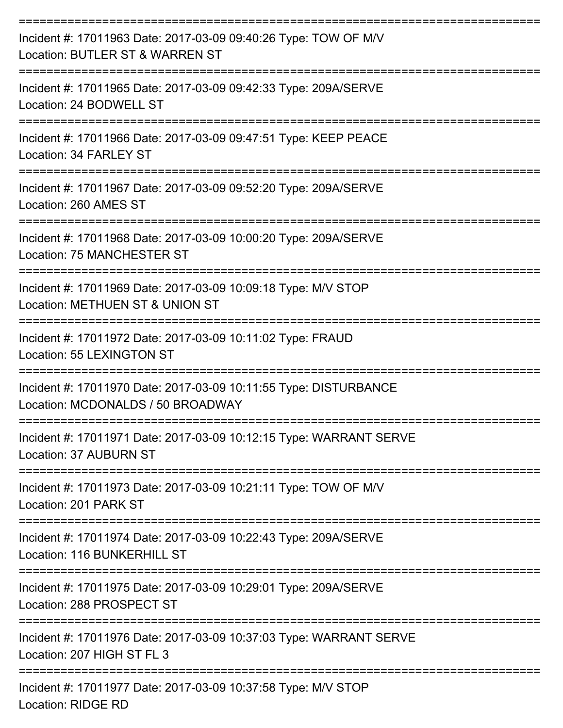===========================================================================

Incident #: 17011963 Date: 2017-03-09 09:40:26 Type: TOW OF M/V
Location: BUTLER ST & WARREN ST

===========================================================================

Incident #: 17011965 Date: 2017-03-09 09:42:33 Type: 209A/SERVE
Location: 24 BODWELL ST

===========================================================================

Incident #: 17011966 Date: 2017-03-09 09:47:51 Type: KEEP PEACE
Location: 34 FARLEY ST

===========================================================================

Incident #: 17011967 Date: 2017-03-09 09:52:20 Type: 209A/SERVE
Location: 260 AMES ST

===========================================================================

Incident #: 17011968 Date: 2017-03-09 10:00:20 Type: 209A/SERVE
Location: 75 MANCHESTER ST

===========================================================================

Incident #: 17011969 Date: 2017-03-09 10:09:18 Type: M/V STOP
Location: METHUEN ST & UNION ST

===========================================================================

Incident #: 17011972 Date: 2017-03-09 10:11:02 Type: FRAUD
Location: 55 LEXINGTON ST

===========================================================================

Incident #: 17011970 Date: 2017-03-09 10:11:55 Type: DISTURBANCE
Location: MCDONALDS / 50 BROADWAY

===========================================================================

Incident #: 17011971 Date: 2017-03-09 10:12:15 Type: WARRANT SERVE
Location: 37 AUBURN ST

===========================================================================

Incident #: 17011973 Date: 2017-03-09 10:21:11 Type: TOW OF M/V
Location: 201 PARK ST

===========================================================================

Incident #: 17011974 Date: 2017-03-09 10:22:43 Type: 209A/SERVE
Location: 116 BUNKERHILL ST

===========================================================================

Incident #: 17011975 Date: 2017-03-09 10:29:01 Type: 209A/SERVE
Location: 288 PROSPECT ST

===========================================================================

Incident #: 17011976 Date: 2017-03-09 10:37:03 Type: WARRANT SERVE
Location: 207 HIGH ST FL 3

===========================================================================

Incident #: 17011977 Date: 2017-03-09 10:37:58 Type: M/V STOP
Location: RIDGE RD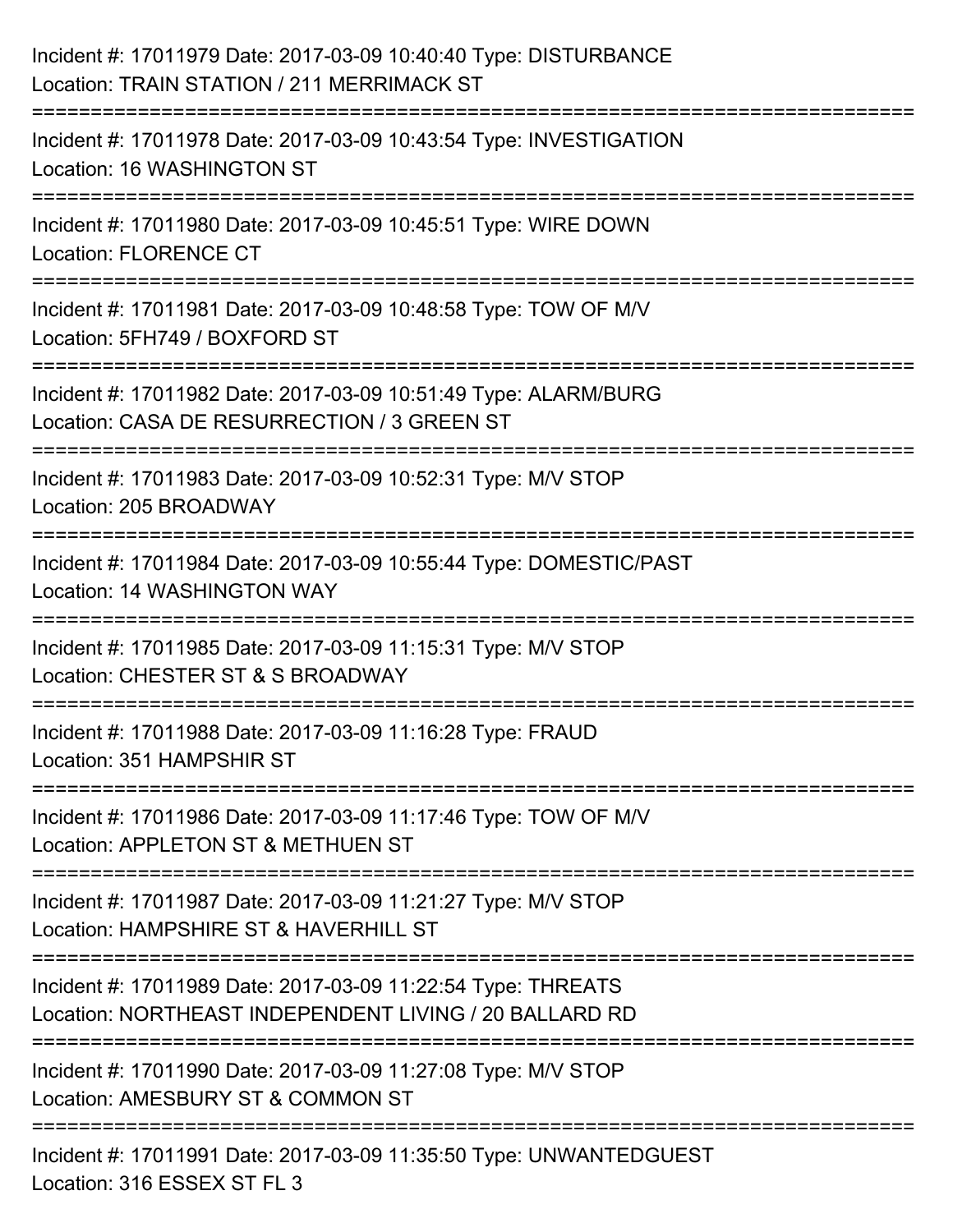Incident #: 17011979 Date: 2017-03-09 10:40:40 Type: DISTURBANCE
Location: TRAIN STATION / 211 MERRIMACK ST

===========================================================================

Incident #: 17011978 Date: 2017-03-09 10:43:54 Type: INVESTIGATION
Location: 16 WASHINGTON ST

===========================================================================

Incident #: 17011980 Date: 2017-03-09 10:45:51 Type: WIRE DOWN
Location: FLORENCE CT

===========================================================================

Incident #: 17011981 Date: 2017-03-09 10:48:58 Type: TOW OF M/V
Location: 5FH749 / BOXFORD ST

===========================================================================

Incident #: 17011982 Date: 2017-03-09 10:51:49 Type: ALARM/BURG
Location: CASA DE RESURRECTION / 3 GREEN ST

===========================================================================

Incident #: 17011983 Date: 2017-03-09 10:52:31 Type: M/V STOP
Location: 205 BROADWAY

===========================================================================

Incident #: 17011984 Date: 2017-03-09 10:55:44 Type: DOMESTIC/PAST
Location: 14 WASHINGTON WAY

===========================================================================

Incident #: 17011985 Date: 2017-03-09 11:15:31 Type: M/V STOP
Location: CHESTER ST & S BROADWAY

===========================================================================

Incident #: 17011988 Date: 2017-03-09 11:16:28 Type: FRAUD
Location: 351 HAMPSHIR ST

===========================================================================

Incident #: 17011986 Date: 2017-03-09 11:17:46 Type: TOW OF M/V
Location: APPLETON ST & METHUEN ST

===========================================================================

Incident #: 17011987 Date: 2017-03-09 11:21:27 Type: M/V STOP
Location: HAMPSHIRE ST & HAVERHILL ST

===========================================================================

Incident #: 17011989 Date: 2017-03-09 11:22:54 Type: THREATS
Location: NORTHEAST INDEPENDENT LIVING / 20 BALLARD RD

===========================================================================

Incident #: 17011990 Date: 2017-03-09 11:27:08 Type: M/V STOP
Location: AMESBURY ST & COMMON ST

===========================================================================

Incident #: 17011991 Date: 2017-03-09 11:35:50 Type: UNWANTEDGUEST
Location: 316 ESSEX ST FL 3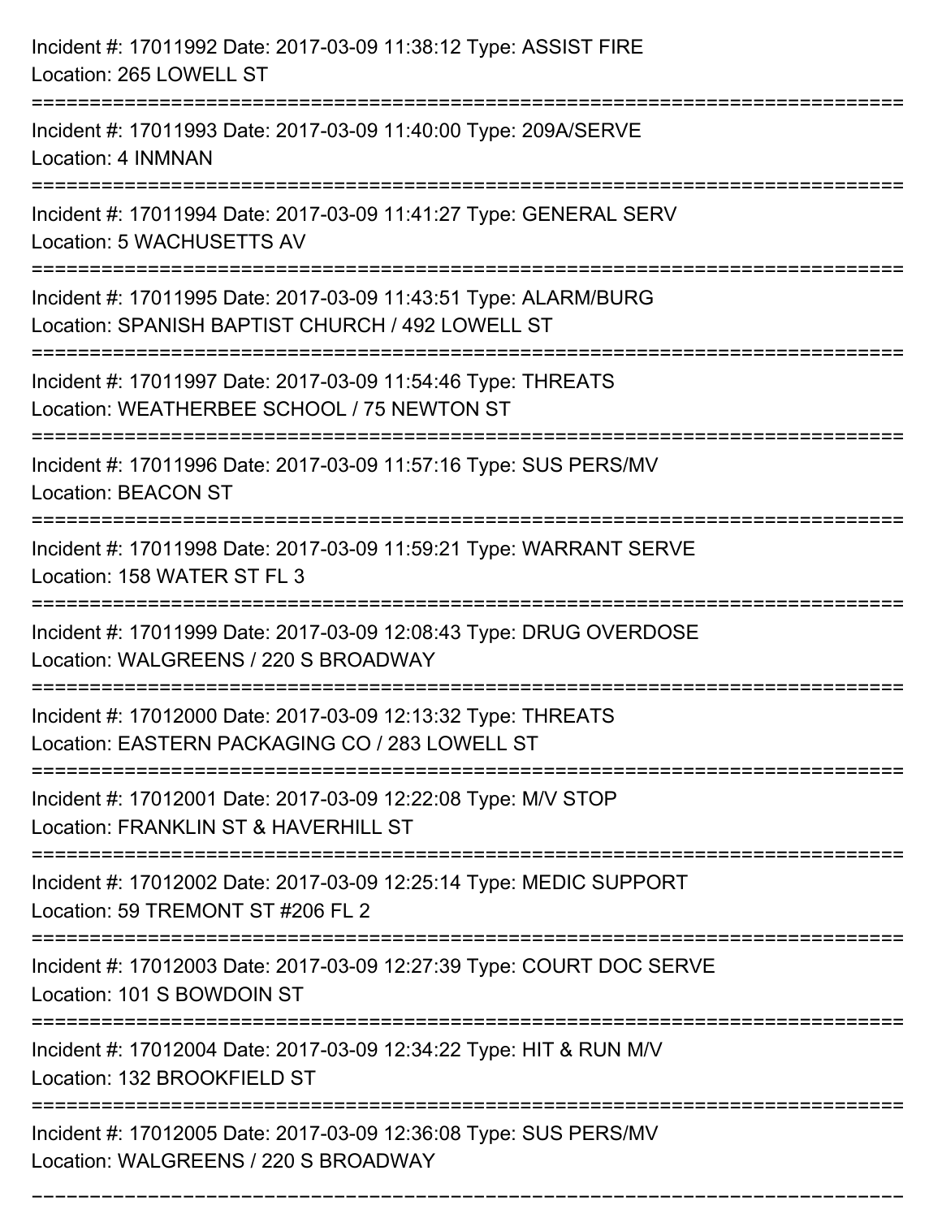Incident #: 17011992 Date: 2017-03-09 11:38:12 Type: ASSIST FIRE
Location: 265 LOWELL ST

===========================================================================

Incident #: 17011993 Date: 2017-03-09 11:40:00 Type: 209A/SERVE
Location: 4 INMNAN

===========================================================================

Incident #: 17011994 Date: 2017-03-09 11:41:27 Type: GENERAL SERV
Location: 5 WACHUSETTS AV

===========================================================================

Incident #: 17011995 Date: 2017-03-09 11:43:51 Type: ALARM/BURG
Location: SPANISH BAPTIST CHURCH / 492 LOWELL ST

===========================================================================

Incident #: 17011997 Date: 2017-03-09 11:54:46 Type: THREATS
Location: WEATHERBEE SCHOOL / 75 NEWTON ST

===========================================================================

Incident #: 17011996 Date: 2017-03-09 11:57:16 Type: SUS PERS/MV
Location: BEACON ST

===========================================================================

Incident #: 17011998 Date: 2017-03-09 11:59:21 Type: WARRANT SERVE
Location: 158 WATER ST FL 3

===========================================================================

Incident #: 17011999 Date: 2017-03-09 12:08:43 Type: DRUG OVERDOSE
Location: WALGREENS / 220 S BROADWAY

===========================================================================

Incident #: 17012000 Date: 2017-03-09 12:13:32 Type: THREATS
Location: EASTERN PACKAGING CO / 283 LOWELL ST

===========================================================================

Incident #: 17012001 Date: 2017-03-09 12:22:08 Type: M/V STOP
Location: FRANKLIN ST & HAVERHILL ST

===========================================================================

Incident #: 17012002 Date: 2017-03-09 12:25:14 Type: MEDIC SUPPORT
Location: 59 TREMONT ST #206 FL 2

===========================================================================

Incident #: 17012003 Date: 2017-03-09 12:27:39 Type: COURT DOC SERVE
Location: 101 S BOWDOIN ST

===========================================================================

Incident #: 17012004 Date: 2017-03-09 12:34:22 Type: HIT & RUN M/V
Location: 132 BROOKFIELD ST

===========================================================================

Incident #: 17012005 Date: 2017-03-09 12:36:08 Type: SUS PERS/MV
Location: WALGREENS / 220 S BROADWAY

===========================================================================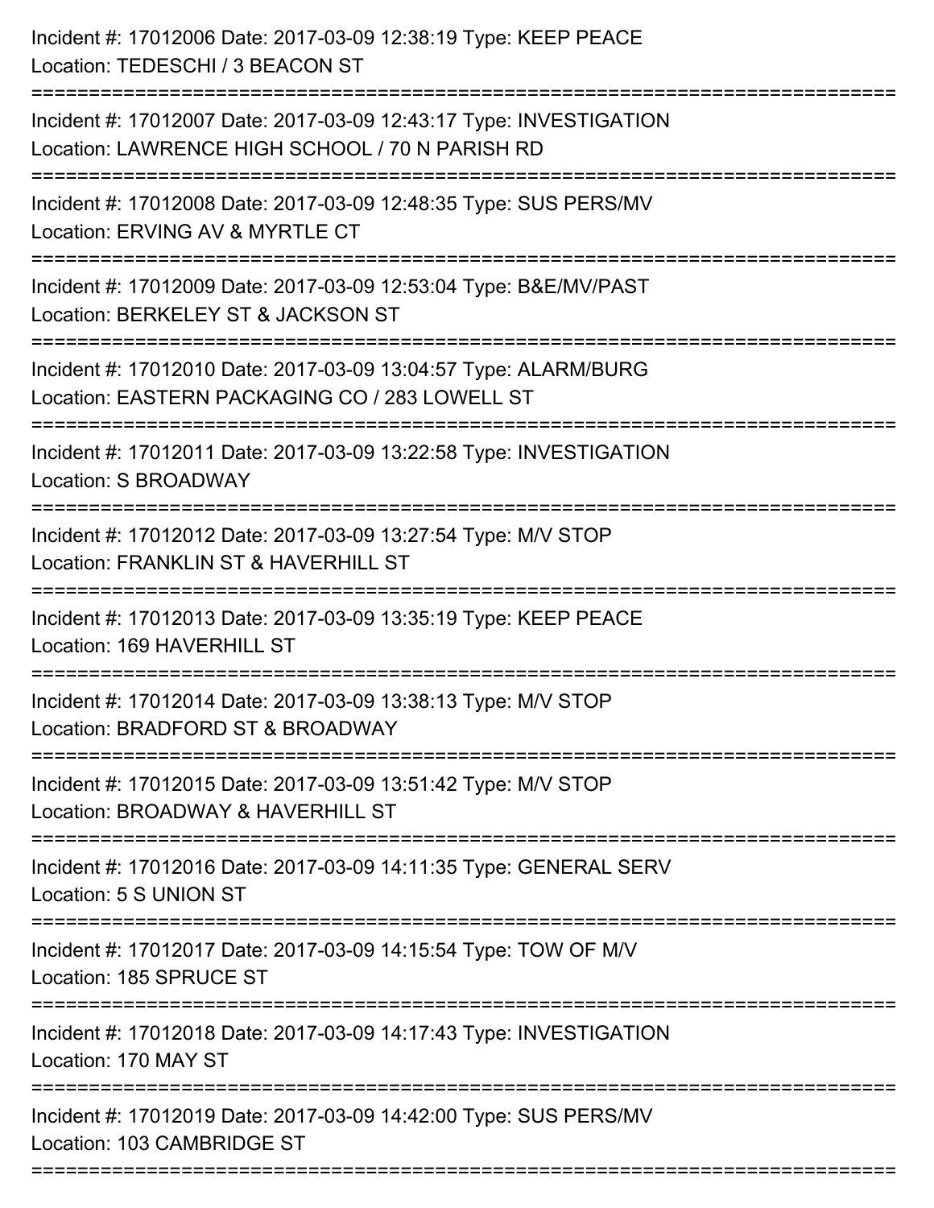Incident #: 17012006 Date: 2017-03-09 12:38:19 Type: KEEP PEACE
Location: TEDESCHI / 3 BEACON ST

===========================================================================

Incident #: 17012007 Date: 2017-03-09 12:43:17 Type: INVESTIGATION
Location: LAWRENCE HIGH SCHOOL / 70 N PARISH RD

===========================================================================

Incident #: 17012008 Date: 2017-03-09 12:48:35 Type: SUS PERS/MV
Location: ERVING AV & MYRTLE CT

===========================================================================

Incident #: 17012009 Date: 2017-03-09 12:53:04 Type: B&E/MV/PAST
Location: BERKELEY ST & JACKSON ST

===========================================================================

Incident #: 17012010 Date: 2017-03-09 13:04:57 Type: ALARM/BURG
Location: EASTERN PACKAGING CO / 283 LOWELL ST

===========================================================================

Incident #: 17012011 Date: 2017-03-09 13:22:58 Type: INVESTIGATION
Location: S BROADWAY

===========================================================================

Incident #: 17012012 Date: 2017-03-09 13:27:54 Type: M/V STOP
Location: FRANKLIN ST & HAVERHILL ST

===========================================================================

Incident #: 17012013 Date: 2017-03-09 13:35:19 Type: KEEP PEACE
Location: 169 HAVERHILL ST

===========================================================================

Incident #: 17012014 Date: 2017-03-09 13:38:13 Type: M/V STOP
Location: BRADFORD ST & BROADWAY

===========================================================================

Incident #: 17012015 Date: 2017-03-09 13:51:42 Type: M/V STOP
Location: BROADWAY & HAVERHILL ST

===========================================================================

Incident #: 17012016 Date: 2017-03-09 14:11:35 Type: GENERAL SERV
Location: 5 S UNION ST

===========================================================================

Incident #: 17012017 Date: 2017-03-09 14:15:54 Type: TOW OF M/V
Location: 185 SPRUCE ST

===========================================================================

Incident #: 17012018 Date: 2017-03-09 14:17:43 Type: INVESTIGATION
Location: 170 MAY ST

===========================================================================

Incident #: 17012019 Date: 2017-03-09 14:42:00 Type: SUS PERS/MV
Location: 103 CAMBRIDGE ST

===========================================================================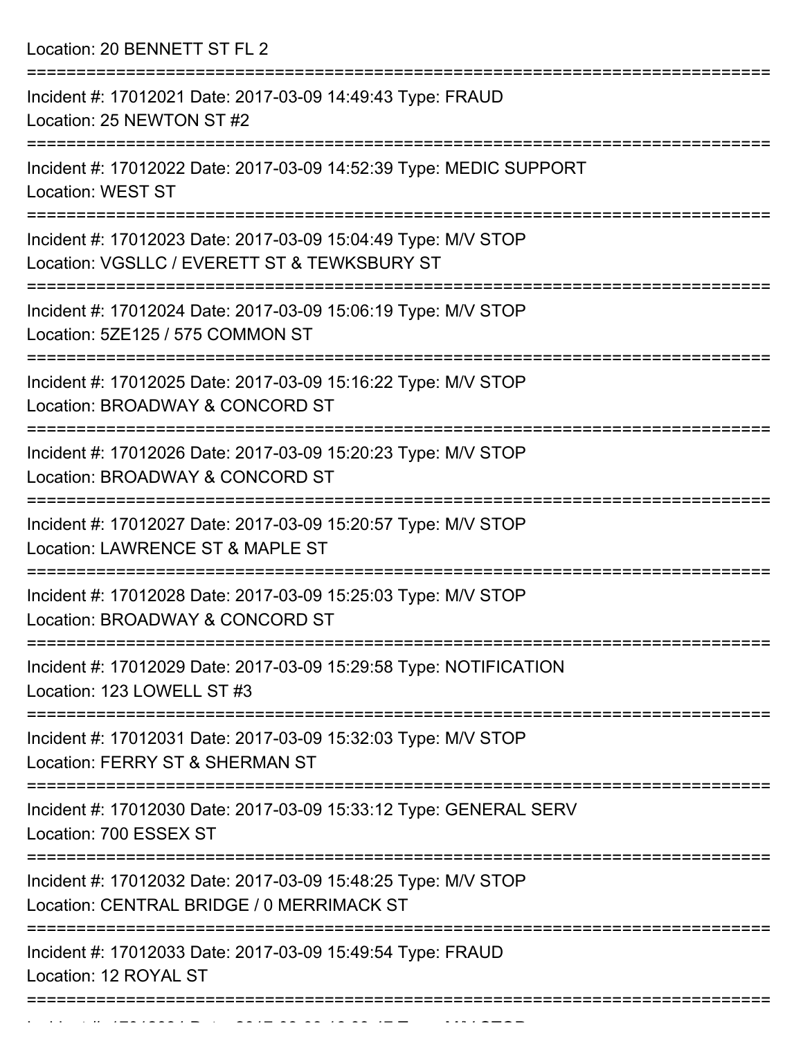Location: 20 BENNETT ST FL 2

===========================================================================

Incident #: 17012021 Date: 2017-03-09 14:49:43 Type: FRAUD
Location: 25 NEWTON ST #2

===========================================================================

Incident #: 17012022 Date: 2017-03-09 14:52:39 Type: MEDIC SUPPORT
Location: WEST ST

===========================================================================

Incident #: 17012023 Date: 2017-03-09 15:04:49 Type: M/V STOP
Location: VGSLLC / EVERETT ST & TEWKSBURY ST

===========================================================================

Incident #: 17012024 Date: 2017-03-09 15:06:19 Type: M/V STOP
Location: 5ZE125 / 575 COMMON ST

===========================================================================

Incident #: 17012025 Date: 2017-03-09 15:16:22 Type: M/V STOP
Location: BROADWAY & CONCORD ST

===========================================================================

Incident #: 17012026 Date: 2017-03-09 15:20:23 Type: M/V STOP
Location: BROADWAY & CONCORD ST

===========================================================================

Incident #: 17012027 Date: 2017-03-09 15:20:57 Type: M/V STOP
Location: LAWRENCE ST & MAPLE ST

===========================================================================

Incident #: 17012028 Date: 2017-03-09 15:25:03 Type: M/V STOP
Location: BROADWAY & CONCORD ST

===========================================================================

Incident #: 17012029 Date: 2017-03-09 15:29:58 Type: NOTIFICATION
Location: 123 LOWELL ST #3

===========================================================================

Incident #: 17012031 Date: 2017-03-09 15:32:03 Type: M/V STOP
Location: FERRY ST & SHERMAN ST

===========================================================================

Incident #: 17012030 Date: 2017-03-09 15:33:12 Type: GENERAL SERV
Location: 700 ESSEX ST

===========================================================================

Incident #: 17012032 Date: 2017-03-09 15:48:25 Type: M/V STOP
Location: CENTRAL BRIDGE / 0 MERRIMACK ST

===========================================================================

Incident #: 17012033 Date: 2017-03-09 15:49:54 Type: FRAUD
Location: 12 ROYAL ST

===========================================================================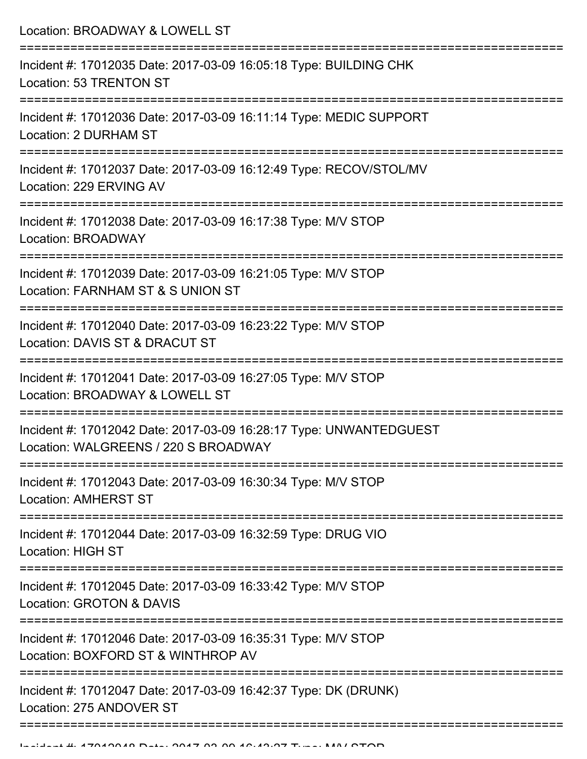Location: BROADWAY & LOWELL ST

===========================================================================

Incident #: 17012035 Date: 2017-03-09 16:05:18 Type: BUILDING CHK
Location: 53 TRENTON ST

===========================================================================

Incident #: 17012036 Date: 2017-03-09 16:11:14 Type: MEDIC SUPPORT
Location: 2 DURHAM ST

===========================================================================

Incident #: 17012037 Date: 2017-03-09 16:12:49 Type: RECOV/STOL/MV
Location: 229 ERVING AV

===========================================================================

Incident #: 17012038 Date: 2017-03-09 16:17:38 Type: M/V STOP
Location: BROADWAY

===========================================================================

Incident #: 17012039 Date: 2017-03-09 16:21:05 Type: M/V STOP
Location: FARNHAM ST & S UNION ST

===========================================================================

Incident #: 17012040 Date: 2017-03-09 16:23:22 Type: M/V STOP
Location: DAVIS ST & DRACUT ST

===========================================================================

Incident #: 17012041 Date: 2017-03-09 16:27:05 Type: M/V STOP
Location: BROADWAY & LOWELL ST

===========================================================================

Incident #: 17012042 Date: 2017-03-09 16:28:17 Type: UNWANTEDGUEST
Location: WALGREENS / 220 S BROADWAY

===========================================================================

Incident #: 17012043 Date: 2017-03-09 16:30:34 Type: M/V STOP
Location: AMHERST ST

===========================================================================

Incident #: 17012044 Date: 2017-03-09 16:32:59 Type: DRUG VIO
Location: HIGH ST

===========================================================================

Incident #: 17012045 Date: 2017-03-09 16:33:42 Type: M/V STOP
Location: GROTON & DAVIS

===========================================================================

Incident #: 17012046 Date: 2017-03-09 16:35:31 Type: M/V STOP
Location: BOXFORD ST & WINTHROP AV

===========================================================================

Incident #: 17012047 Date: 2017-03-09 16:42:37 Type: DK (DRUNK)
Location: 275 ANDOVER ST

===========================================================================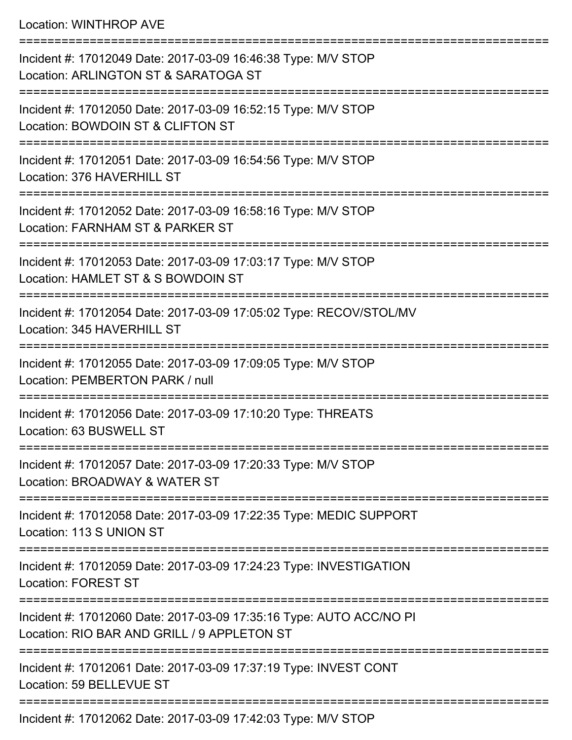Location: WINTHROP AVE

===========================================================================

Incident #: 17012049 Date: 2017-03-09 16:46:38 Type: M/V STOP

Location: ARLINGTON ST & SARATOGA ST

===========================================================================

Incident #: 17012050 Date: 2017-03-09 16:52:15 Type: M/V STOP

Location: BOWDOIN ST & CLIFTON ST

===========================================================================

Incident #: 17012051 Date: 2017-03-09 16:54:56 Type: M/V STOP

Location: 376 HAVERHILL ST

===========================================================================

Incident #: 17012052 Date: 2017-03-09 16:58:16 Type: M/V STOP

Location: FARNHAM ST & PARKER ST

===========================================================================

Incident #: 17012053 Date: 2017-03-09 17:03:17 Type: M/V STOP

Location: HAMLET ST & S BOWDOIN ST

===========================================================================

Incident #: 17012054 Date: 2017-03-09 17:05:02 Type: RECOV/STOL/MV

Location: 345 HAVERHILL ST

===========================================================================

Incident #: 17012055 Date: 2017-03-09 17:09:05 Type: M/V STOP

Location: PEMBERTON PARK / null

===========================================================================

Incident #: 17012056 Date: 2017-03-09 17:10:20 Type: THREATS

Location: 63 BUSWELL ST

===========================================================================

Incident #: 17012057 Date: 2017-03-09 17:20:33 Type: M/V STOP

Location: BROADWAY & WATER ST

===========================================================================

Incident #: 17012058 Date: 2017-03-09 17:22:35 Type: MEDIC SUPPORT

Location: 113 S UNION ST

===========================================================================

Incident #: 17012059 Date: 2017-03-09 17:24:23 Type: INVESTIGATION

Location: FOREST ST

===========================================================================

Incident #: 17012060 Date: 2017-03-09 17:35:16 Type: AUTO ACC/NO PI

Location: RIO BAR AND GRILL / 9 APPLETON ST

===========================================================================

Incident #: 17012061 Date: 2017-03-09 17:37:19 Type: INVEST CONT

Location: 59 BELLEVUE ST

===========================================================================

Incident #: 17012062 Date: 2017-03-09 17:42:03 Type: M/V STOP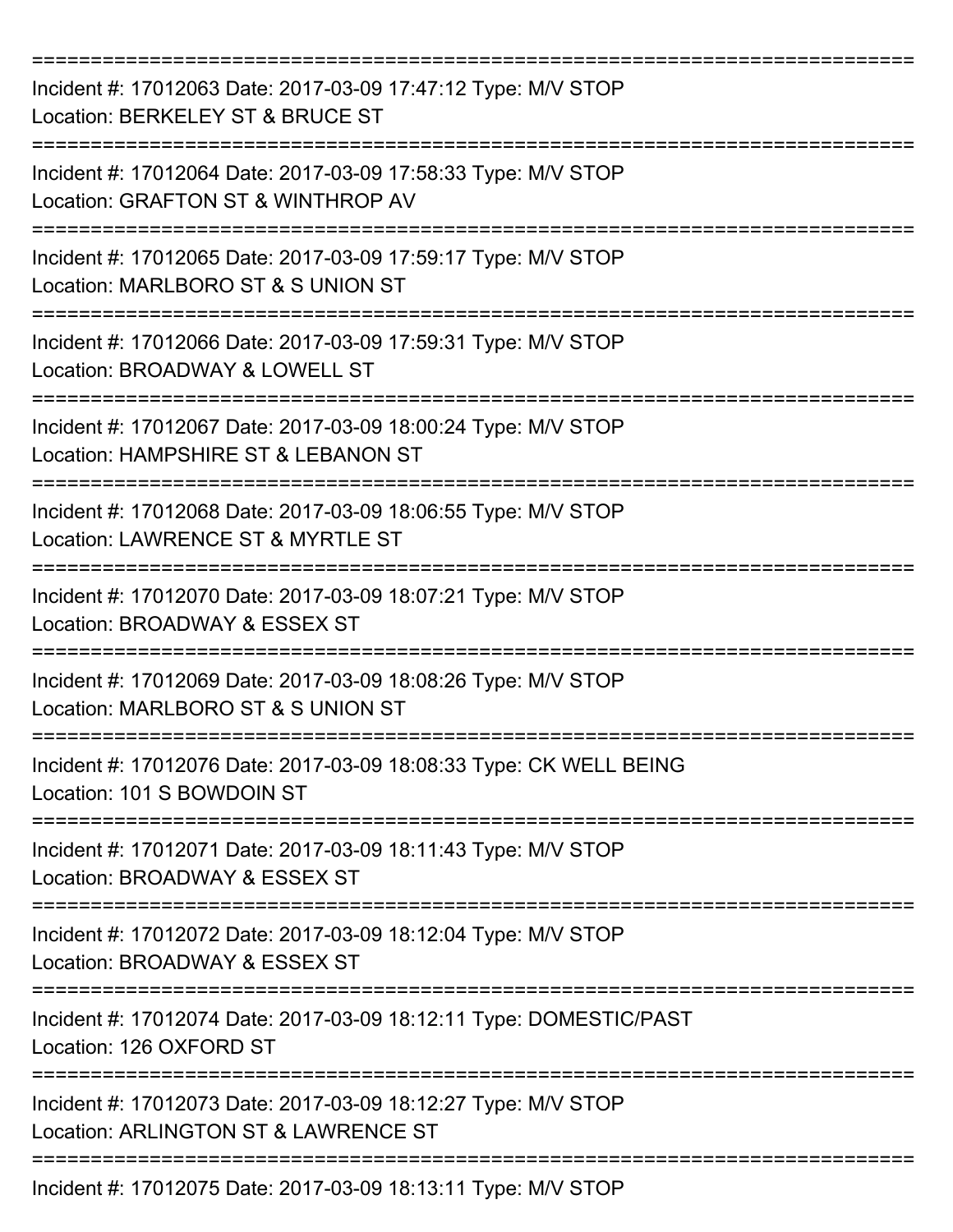===========================================================================

Incident #: 17012063 Date: 2017-03-09 17:47:12 Type: M/V STOP
Location: BERKELEY ST & BRUCE ST

===========================================================================

Incident #: 17012064 Date: 2017-03-09 17:58:33 Type: M/V STOP
Location: GRAFTON ST & WINTHROP AV

===========================================================================

Incident #: 17012065 Date: 2017-03-09 17:59:17 Type: M/V STOP
Location: MARLBORO ST & S UNION ST

===========================================================================

Incident #: 17012066 Date: 2017-03-09 17:59:31 Type: M/V STOP
Location: BROADWAY & LOWELL ST

===========================================================================

Incident #: 17012067 Date: 2017-03-09 18:00:24 Type: M/V STOP
Location: HAMPSHIRE ST & LEBANON ST

===========================================================================

Incident #: 17012068 Date: 2017-03-09 18:06:55 Type: M/V STOP
Location: LAWRENCE ST & MYRTLE ST

===========================================================================

Incident #: 17012070 Date: 2017-03-09 18:07:21 Type: M/V STOP
Location: BROADWAY & ESSEX ST

===========================================================================

Incident #: 17012069 Date: 2017-03-09 18:08:26 Type: M/V STOP
Location: MARLBORO ST & S UNION ST

===========================================================================

Incident #: 17012076 Date: 2017-03-09 18:08:33 Type: CK WELL BEING
Location: 101 S BOWDOIN ST

===========================================================================

Incident #: 17012071 Date: 2017-03-09 18:11:43 Type: M/V STOP
Location: BROADWAY & ESSEX ST

===========================================================================

Incident #: 17012072 Date: 2017-03-09 18:12:04 Type: M/V STOP
Location: BROADWAY & ESSEX ST

===========================================================================

Incident #: 17012074 Date: 2017-03-09 18:12:11 Type: DOMESTIC/PAST
Location: 126 OXFORD ST

===========================================================================

Incident #: 17012073 Date: 2017-03-09 18:12:27 Type: M/V STOP
Location: ARLINGTON ST & LAWRENCE ST

===========================================================================

Incident #: 17012075 Date: 2017-03-09 18:13:11 Type: M/V STOP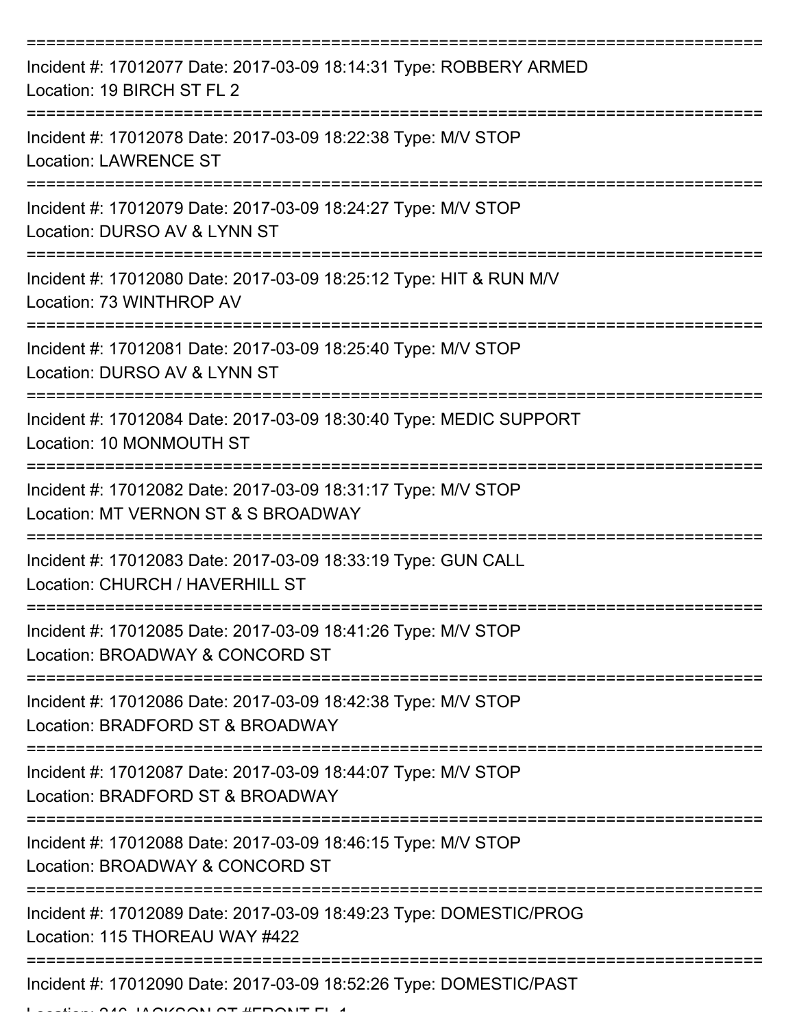===========================================================================
Incident #: 17012077 Date: 2017-03-09 18:14:31 Type: ROBBERY ARMED
Location: 19 BIRCH ST FL 2
===========================================================================
Incident #: 17012078 Date: 2017-03-09 18:22:38 Type: M/V STOP
Location: LAWRENCE ST
===========================================================================
Incident #: 17012079 Date: 2017-03-09 18:24:27 Type: M/V STOP
Location: DURSO AV & LYNN ST
===========================================================================
Incident #: 17012080 Date: 2017-03-09 18:25:12 Type: HIT & RUN M/V
Location: 73 WINTHROP AV
===========================================================================
Incident #: 17012081 Date: 2017-03-09 18:25:40 Type: M/V STOP
Location: DURSO AV & LYNN ST
===========================================================================
Incident #: 17012084 Date: 2017-03-09 18:30:40 Type: MEDIC SUPPORT
Location: 10 MONMOUTH ST
===========================================================================
Incident #: 17012082 Date: 2017-03-09 18:31:17 Type: M/V STOP
Location: MT VERNON ST & S BROADWAY
===========================================================================
Incident #: 17012083 Date: 2017-03-09 18:33:19 Type: GUN CALL
Location: CHURCH / HAVERHILL ST
===========================================================================
Incident #: 17012085 Date: 2017-03-09 18:41:26 Type: M/V STOP
Location: BROADWAY & CONCORD ST
===========================================================================
Incident #: 17012086 Date: 2017-03-09 18:42:38 Type: M/V STOP
Location: BRADFORD ST & BROADWAY
===========================================================================
Incident #: 17012087 Date: 2017-03-09 18:44:07 Type: M/V STOP
Location: BRADFORD ST & BROADWAY
===========================================================================
Incident #: 17012088 Date: 2017-03-09 18:46:15 Type: M/V STOP
Location: BROADWAY & CONCORD ST
===========================================================================
Incident #: 17012089 Date: 2017-03-09 18:49:23 Type: DOMESTIC/PROG
Location: 115 THOREAU WAY #422
===========================================================================
Incident #: 17012090 Date: 2017-03-09 18:52:26 Type: DOMESTIC/PAST
Location: 246 JACKSON ST #FRONT FL 1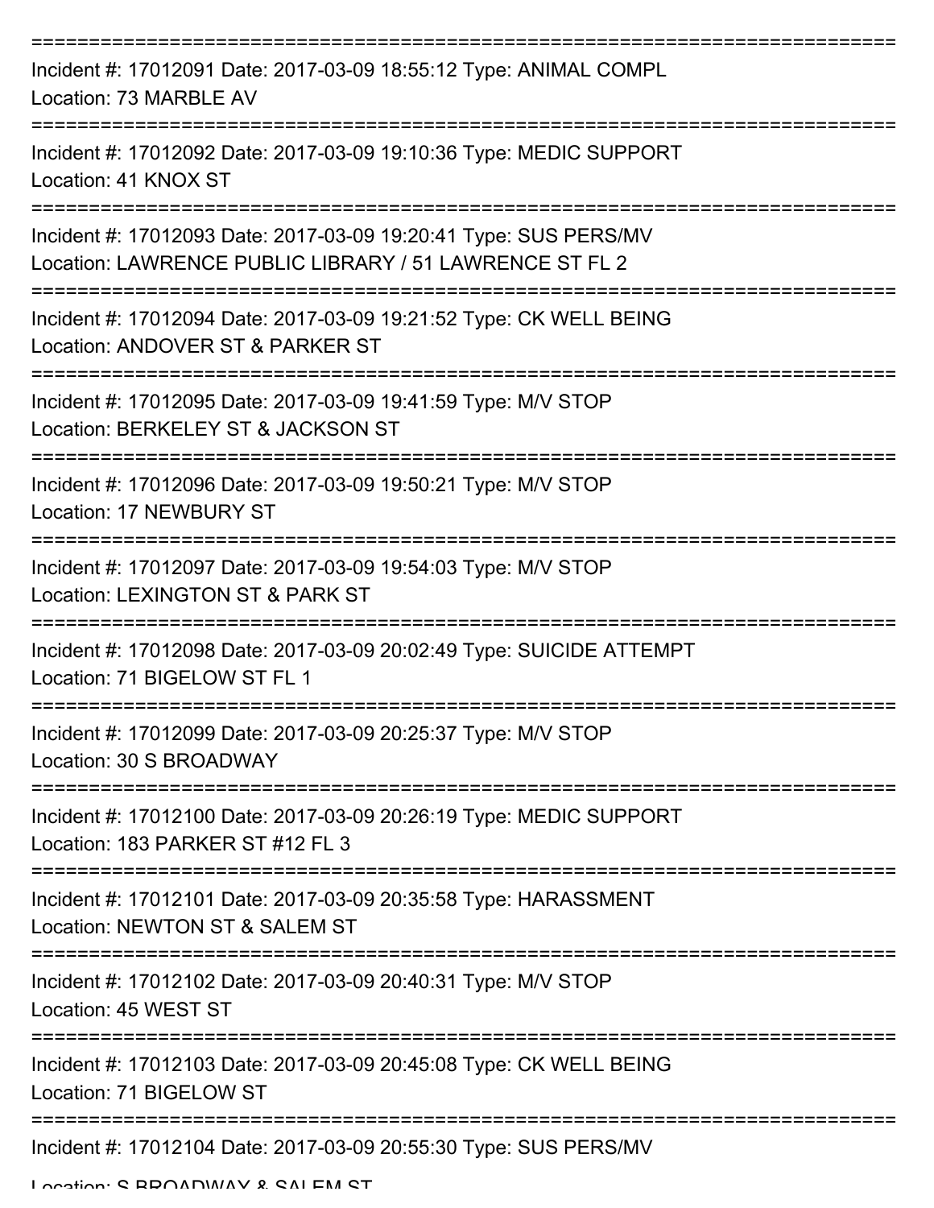===========================================================================

Incident #: 17012091 Date: 2017-03-09 18:55:12 Type: ANIMAL COMPL
Location: 73 MARBLE AV

===========================================================================

Incident #: 17012092 Date: 2017-03-09 19:10:36 Type: MEDIC SUPPORT
Location: 41 KNOX ST

===========================================================================

Incident #: 17012093 Date: 2017-03-09 19:20:41 Type: SUS PERS/MV
Location: LAWRENCE PUBLIC LIBRARY / 51 LAWRENCE ST FL 2

===========================================================================

Incident #: 17012094 Date: 2017-03-09 19:21:52 Type: CK WELL BEING
Location: ANDOVER ST & PARKER ST

===========================================================================

Incident #: 17012095 Date: 2017-03-09 19:41:59 Type: M/V STOP
Location: BERKELEY ST & JACKSON ST

===========================================================================

Incident #: 17012096 Date: 2017-03-09 19:50:21 Type: M/V STOP
Location: 17 NEWBURY ST

===========================================================================

Incident #: 17012097 Date: 2017-03-09 19:54:03 Type: M/V STOP
Location: LEXINGTON ST & PARK ST

===========================================================================

Incident #: 17012098 Date: 2017-03-09 20:02:49 Type: SUICIDE ATTEMPT
Location: 71 BIGELOW ST FL 1

===========================================================================

Incident #: 17012099 Date: 2017-03-09 20:25:37 Type: M/V STOP
Location: 30 S BROADWAY

===========================================================================

Incident #: 17012100 Date: 2017-03-09 20:26:19 Type: MEDIC SUPPORT
Location: 183 PARKER ST #12 FL 3

===========================================================================

Incident #: 17012101 Date: 2017-03-09 20:35:58 Type: HARASSMENT
Location: NEWTON ST & SALEM ST

===========================================================================

Incident #: 17012102 Date: 2017-03-09 20:40:31 Type: M/V STOP
Location: 45 WEST ST

===========================================================================

Incident #: 17012103 Date: 2017-03-09 20:45:08 Type: CK WELL BEING
Location: 71 BIGELOW ST

===========================================================================

Incident #: 17012104 Date: 2017-03-09 20:55:30 Type: SUS PERS/MV
Location: S BROADWAY & SALEM ST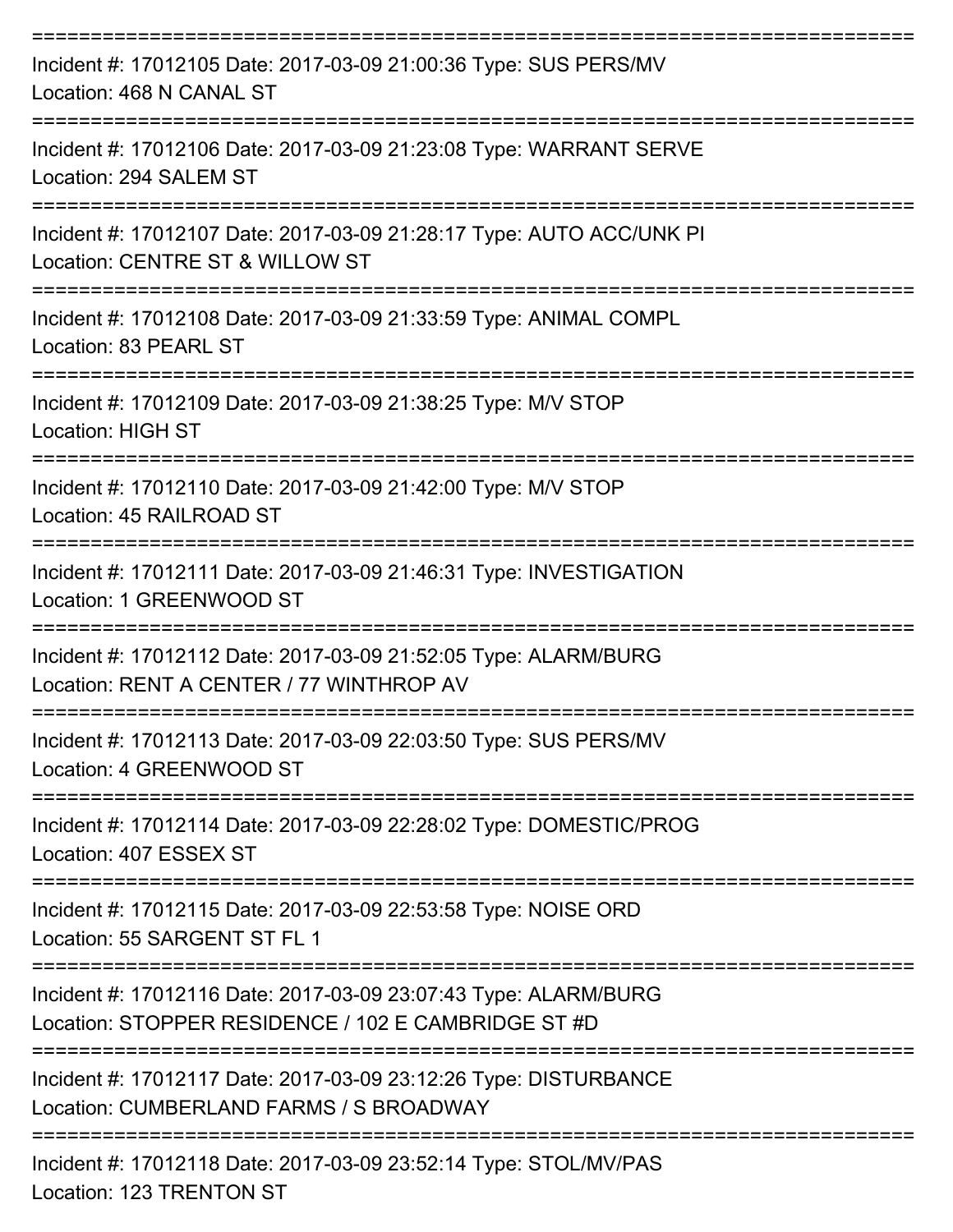===========================================================================

Incident #: 17012105 Date: 2017-03-09 21:00:36 Type: SUS PERS/MV
Location: 468 N CANAL ST

===========================================================================

Incident #: 17012106 Date: 2017-03-09 21:23:08 Type: WARRANT SERVE
Location: 294 SALEM ST

===========================================================================

Incident #: 17012107 Date: 2017-03-09 21:28:17 Type: AUTO ACC/UNK PI
Location: CENTRE ST & WILLOW ST

===========================================================================

Incident #: 17012108 Date: 2017-03-09 21:33:59 Type: ANIMAL COMPL
Location: 83 PEARL ST

===========================================================================

Incident #: 17012109 Date: 2017-03-09 21:38:25 Type: M/V STOP
Location: HIGH ST

===========================================================================

Incident #: 17012110 Date: 2017-03-09 21:42:00 Type: M/V STOP
Location: 45 RAILROAD ST

===========================================================================

Incident #: 17012111 Date: 2017-03-09 21:46:31 Type: INVESTIGATION
Location: 1 GREENWOOD ST

===========================================================================

Incident #: 17012112 Date: 2017-03-09 21:52:05 Type: ALARM/BURG
Location: RENT A CENTER / 77 WINTHROP AV

===========================================================================

Incident #: 17012113 Date: 2017-03-09 22:03:50 Type: SUS PERS/MV
Location: 4 GREENWOOD ST

===========================================================================

Incident #: 17012114 Date: 2017-03-09 22:28:02 Type: DOMESTIC/PROG
Location: 407 ESSEX ST

===========================================================================

Incident #: 17012115 Date: 2017-03-09 22:53:58 Type: NOISE ORD
Location: 55 SARGENT ST FL 1

===========================================================================

Incident #: 17012116 Date: 2017-03-09 23:07:43 Type: ALARM/BURG
Location: STOPPER RESIDENCE / 102 E CAMBRIDGE ST #D

===========================================================================

Incident #: 17012117 Date: 2017-03-09 23:12:26 Type: DISTURBANCE
Location: CUMBERLAND FARMS / S BROADWAY

===========================================================================

Incident #: 17012118 Date: 2017-03-09 23:52:14 Type: STOL/MV/PAS
Location: 123 TRENTON ST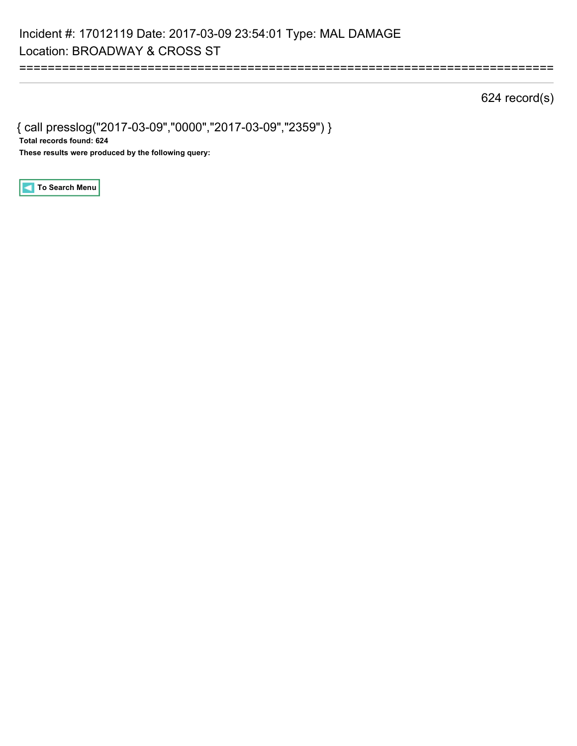Incident #: 17012119 Date: 2017-03-09 23:54:01 Type: MAL DAMAGE
Location: BROADWAY & CROSS ST

===========================================================================

---

624 record(s)

{ call presslog("2017-03-09","0000","2017-03-09","2359") }

**Total records found: 624**

**These results were produced by the following query:**

**To Search Menu**